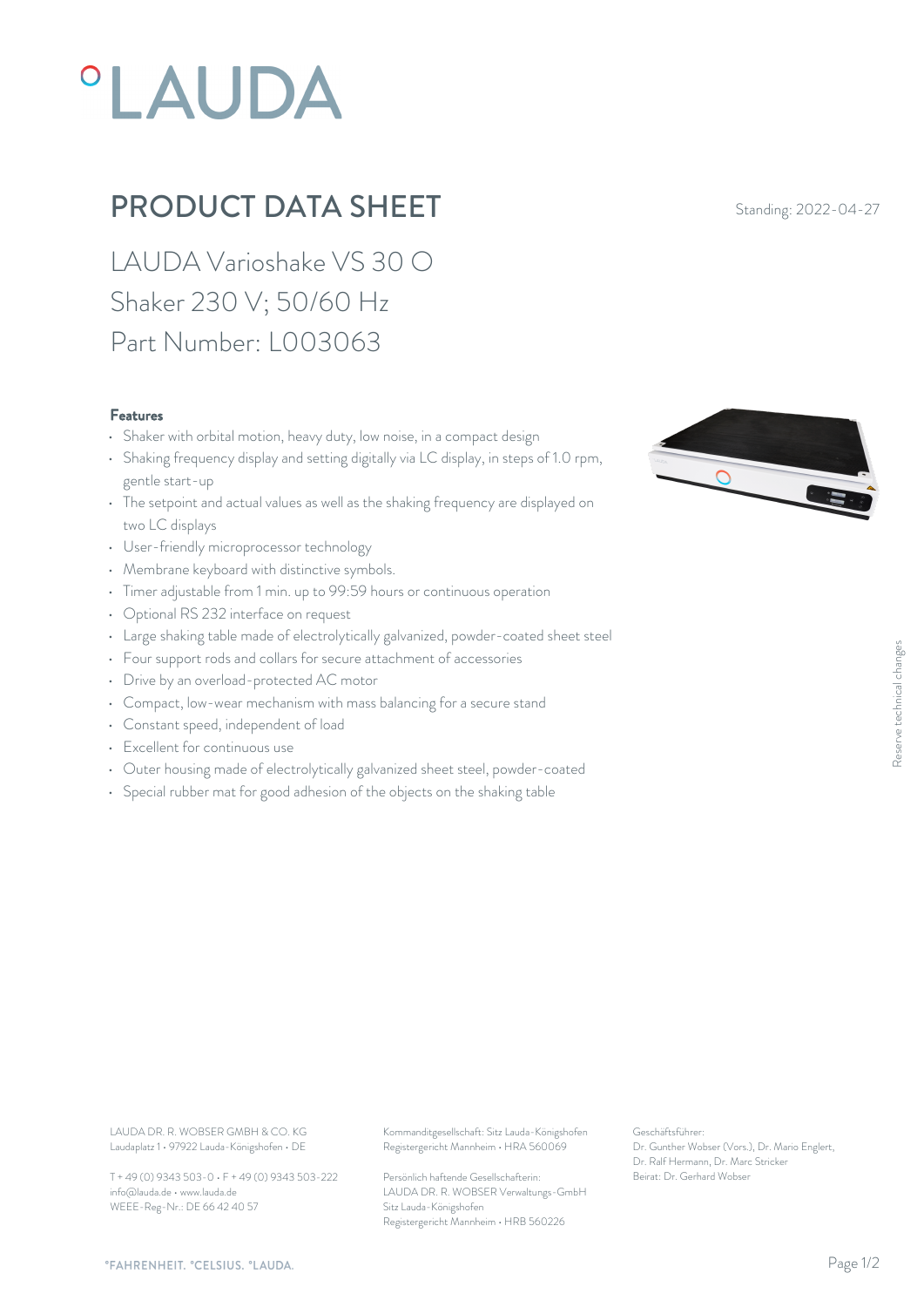# PRODUCT DATA SHEET

Standing: 2022-04-27

## LAUDA Varioshake VS 30 O
## Shaker 230 V; 50/60 Hz
## Part Number: L003063

### Features

- Shaker with orbital motion, heavy duty, low noise, in a compact design
- Shaking frequency display and setting digitally via LC display, in steps of 1.0 rpm, gentle start-up
- The setpoint and actual values as well as the shaking frequency are displayed on two LC displays
- User-friendly microprocessor technology
- Membrane keyboard with distinctive symbols.
- Timer adjustable from 1 min. up to 99:59 hours or continuous operation
- Optional RS 232 interface on request
- Large shaking table made of electrolytically galvanized, powder-coated sheet steel
- Four support rods and collars for secure attachment of accessories
- Drive by an overload-protected AC motor
- Compact, low-wear mechanism with mass balancing for a secure stand
- Constant speed, independent of load
- Excellent for continuous use
- Outer housing made of electrolytically galvanized sheet steel, powder-coated
- Special rubber mat for good adhesion of the objects on the shaking table

Reserve technical changes

LAUDA DR. R. WOBSER GMBH & CO. KG
Laudaplatz 1 • 97922 Lauda-Königshofen • DE

T + 49 (0) 9343 503-0 • F + 49 (0) 9343 503-222
info@lauda.de • www.lauda.de
WEEE-Reg-Nr.: DE 66 42 40 57

Kommanditgesellschaft: Sitz Lauda-Königshofen
Registergericht Mannheim • HRA 560069

Persönlich haftende Gesellschafterin:
LAUDA DR. R. WOBSER Verwaltungs-GmbH
Sitz Lauda-Königshofen
Registergericht Mannheim • HRB 560226

Geschäftsführer:
Dr. Gunther Wobser (Vors.), Dr. Mario Englert, Dr. Ralf Hermann, Dr. Marc Stricker
Beirat: Dr. Gerhard Wobser

°FAHRENHEIT. °CELSIUS. °LAUDA.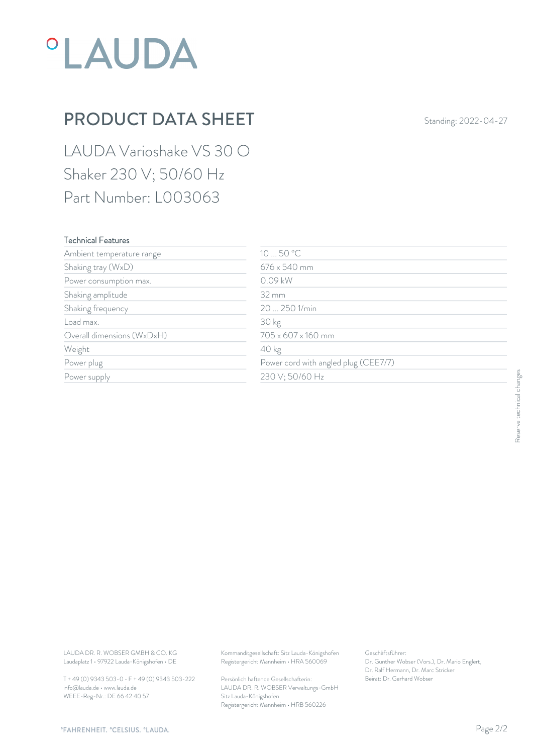# °LAUDA

## PRODUCT DATA SHEET

Standing: 2022-04-27

LAUDA Varioshake VS 30 O
Shaker 230 V; 50/60 Hz
Part Number: L003063

| Technical Features | |
|---|---|
| Ambient temperature range | 10 ... 50 °C |
| Shaking tray (WxD) | 676 x 540 mm |
| Power consumption max. | 0.09 kW |
| Shaking amplitude | 32 mm |
| Shaking frequency | 20 ... 250 1/min |
| Load max. | 30 kg |
| Overall dimensions (WxDxH) | 705 x 607 x 160 mm |
| Weight | 40 kg |
| Power plug | Power cord with angled plug (CEE7/7) |
| Power supply | 230 V; 50/60 Hz |

Reserve technical changes

LAUDA DR. R. WOBSER GMBH & CO. KG
Laudaplatz 1 • 97922 Lauda-Königshofen • DE

T + 49 (0) 9343 503-0 • F + 49 (0) 9343 503-222
info@lauda.de • www.lauda.de
WEEE-Reg-Nr.: DE 66 42 40 57

Kommanditgesellschaft: Sitz Lauda-Königshofen
Registergericht Mannheim • HRA 560069

Persönlich haftende Gesellschafterin:
LAUDA DR. R. WOBSER Verwaltungs-GmbH
Sitz Lauda-Königshofen
Registergericht Mannheim • HRB 560226

Geschäftsführer:
Dr. Gunther Wobser (Vors.), Dr. Mario Englert,
Dr. Ralf Hermann, Dr. Marc Stricker
Beirat: Dr. Gerhard Wobser

°FAHRENHEIT. °CELSIUS. °LAUDA.